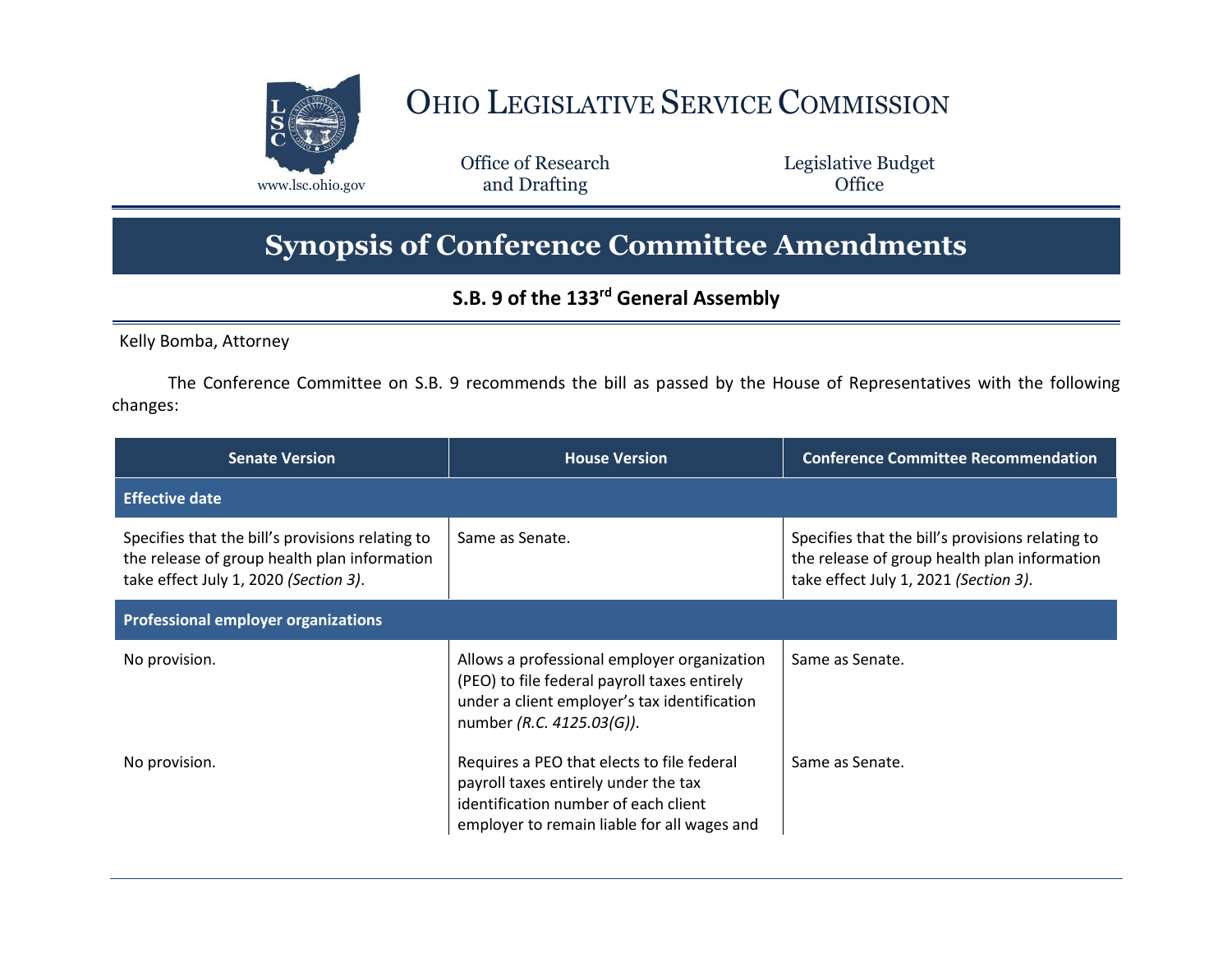# Ohio Legislative Service Commission

www.lsc.ohio.gov

Office of Research and Drafting

Legislative Budget Office

## Synopsis of Conference Committee Amendments

### S.B. 9 of the 133rd General Assembly

Kelly Bomba, Attorney

The Conference Committee on S.B. 9 recommends the bill as passed by the House of Representatives with the following changes:

| Senate Version | House Version | Conference Committee Recommendation |
|---|---|---|
| **Effective date** | | |
| Specifies that the bill's provisions relating to the release of group health plan information take effect July 1, 2020 *(Section 3)*. | Same as Senate. | Specifies that the bill's provisions relating to the release of group health plan information take effect July 1, 2021 *(Section 3)*. |
| **Professional employer organizations** | | |
| No provision. | Allows a professional employer organization (PEO) to file federal payroll taxes entirely under a client employer's tax identification number *(R.C. 4125.03(G))*. | Same as Senate. |
| No provision. | Requires a PEO that elects to file federal payroll taxes entirely under the tax identification number of each client employer to remain liable for all wages and | Same as Senate. |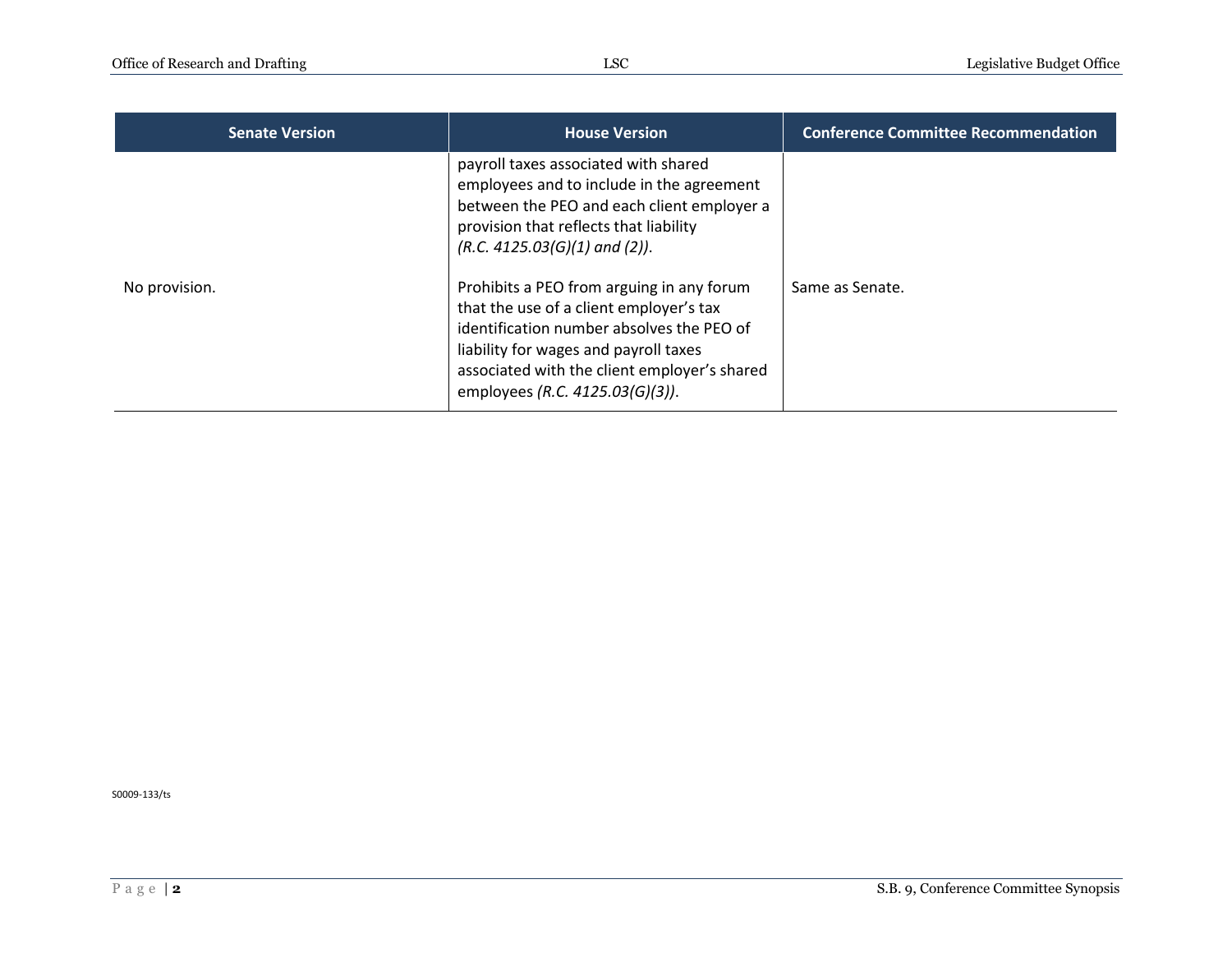| Senate Version | House Version | Conference Committee Recommendation |
|---|---|---|
| | payroll taxes associated with shared employees and to include in the agreement between the PEO and each client employer a provision that reflects that liability *(R.C. 4125.03(G)(1) and (2))*. | |
| No provision. | Prohibits a PEO from arguing in any forum that the use of a client employer's tax identification number absolves the PEO of liability for wages and payroll taxes associated with the client employer's shared employees *(R.C. 4125.03(G)(3))*. | Same as Senate. |

S0009-133/ts